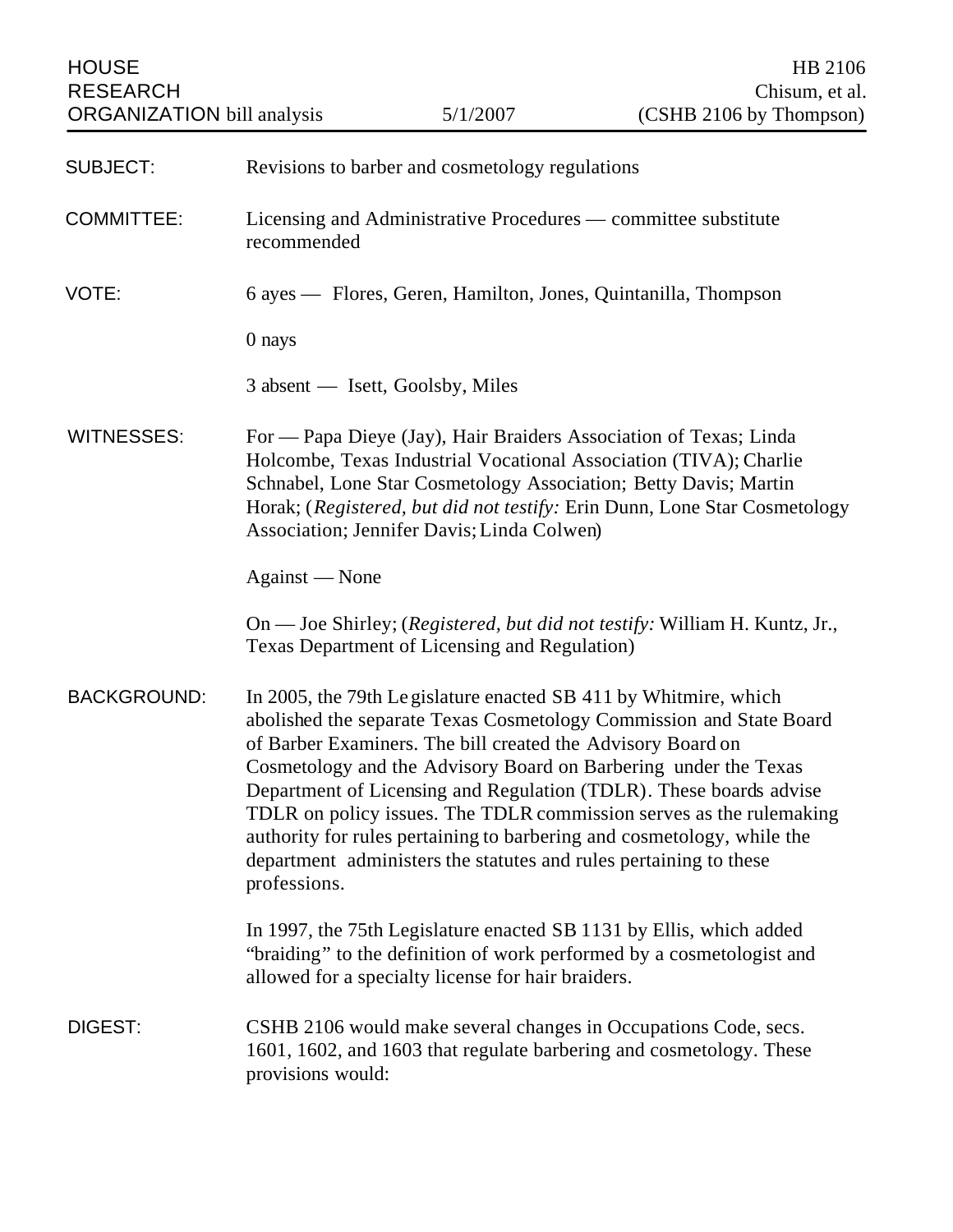HOUSE RESEARCH ORGANIZATION bill analysis | 5/1/2007 | HB 2106 Chisum, et al. (CSHB 2106 by Thompson)

**SUBJECT:** Revisions to barber and cosmetology regulations

**COMMITTEE:** Licensing and Administrative Procedures — committee substitute recommended

**VOTE:** 6 ayes — Flores, Geren, Hamilton, Jones, Quintanilla, Thompson

0 nays

3 absent — Isett, Goolsby, Miles

**WITNESSES:** For — Papa Dieye (Jay), Hair Braiders Association of Texas; Linda Holcombe, Texas Industrial Vocational Association (TIVA); Charlie Schnabel, Lone Star Cosmetology Association; Betty Davis; Martin Horak; (*Registered, but did not testify:* Erin Dunn, Lone Star Cosmetology Association; Jennifer Davis; Linda Colwen)

Against — None

On — Joe Shirley; (*Registered, but did not testify:* William H. Kuntz, Jr., Texas Department of Licensing and Regulation)

**BACKGROUND:** In 2005, the 79th Legislature enacted SB 411 by Whitmire, which abolished the separate Texas Cosmetology Commission and State Board of Barber Examiners. The bill created the Advisory Board on Cosmetology and the Advisory Board on Barbering under the Texas Department of Licensing and Regulation (TDLR). These boards advise TDLR on policy issues. The TDLR commission serves as the rulemaking authority for rules pertaining to barbering and cosmetology, while the department administers the statutes and rules pertaining to these professions.

In 1997, the 75th Legislature enacted SB 1131 by Ellis, which added "braiding" to the definition of work performed by a cosmetologist and allowed for a specialty license for hair braiders.

**DIGEST:** CSHB 2106 would make several changes in Occupations Code, secs. 1601, 1602, and 1603 that regulate barbering and cosmetology. These provisions would: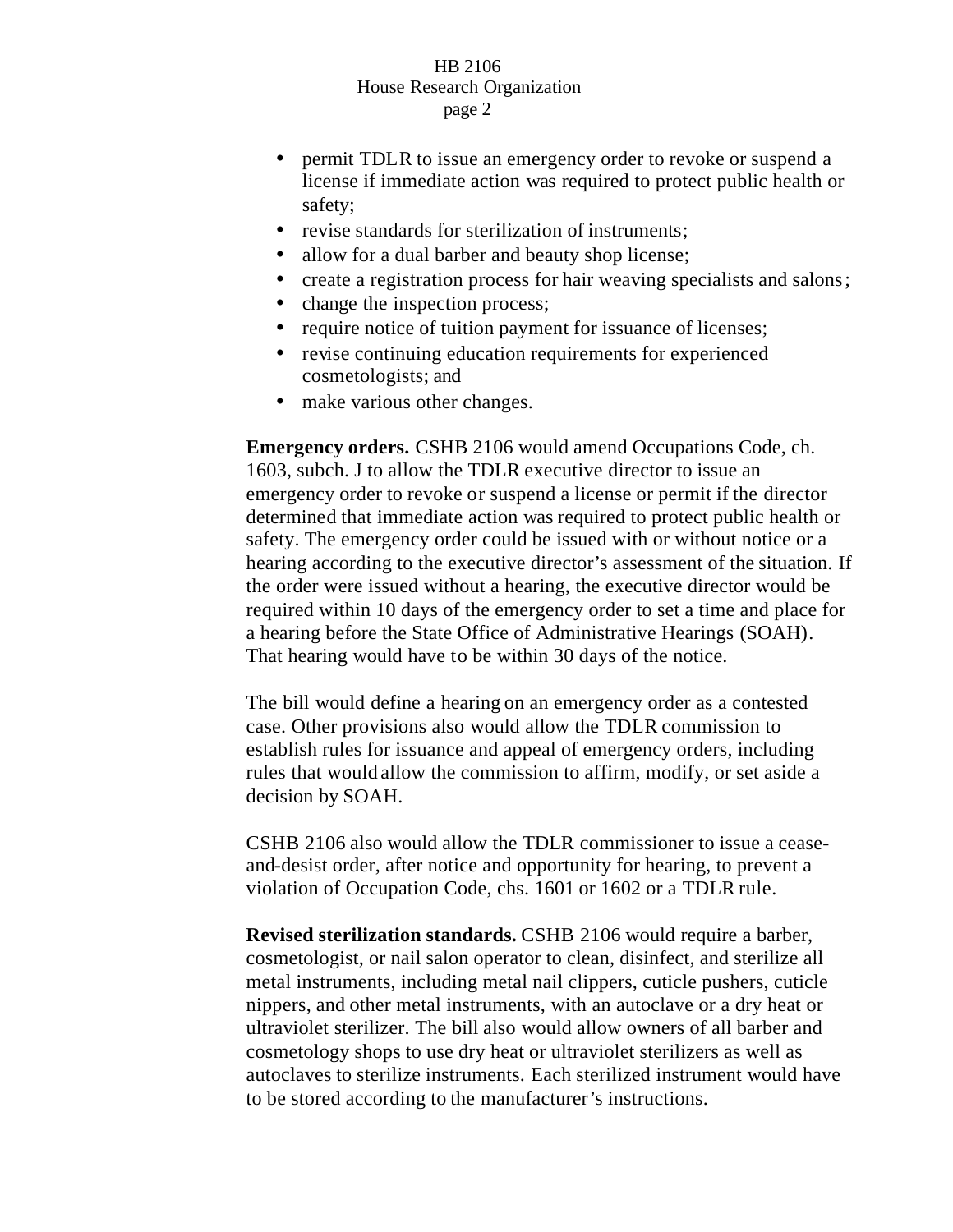- permit TDLR to issue an emergency order to revoke or suspend a license if immediate action was required to protect public health or safety;
- revise standards for sterilization of instruments;
- allow for a dual barber and beauty shop license;
- create a registration process for hair weaving specialists and salons;
- change the inspection process;
- require notice of tuition payment for issuance of licenses;
- revise continuing education requirements for experienced cosmetologists; and
- make various other changes.

**Emergency orders.** CSHB 2106 would amend Occupations Code, ch. 1603, subch. J to allow the TDLR executive director to issue an emergency order to revoke or suspend a license or permit if the director determined that immediate action was required to protect public health or safety. The emergency order could be issued with or without notice or a hearing according to the executive director's assessment of the situation. If the order were issued without a hearing, the executive director would be required within 10 days of the emergency order to set a time and place for a hearing before the State Office of Administrative Hearings (SOAH). That hearing would have to be within 30 days of the notice.

The bill would define a hearing on an emergency order as a contested case. Other provisions also would allow the TDLR commission to establish rules for issuance and appeal of emergency orders, including rules that would allow the commission to affirm, modify, or set aside a decision by SOAH.

CSHB 2106 also would allow the TDLR commissioner to issue a cease-and-desist order, after notice and opportunity for hearing, to prevent a violation of Occupation Code, chs. 1601 or 1602 or a TDLR rule.

**Revised sterilization standards.** CSHB 2106 would require a barber, cosmetologist, or nail salon operator to clean, disinfect, and sterilize all metal instruments, including metal nail clippers, cuticle pushers, cuticle nippers, and other metal instruments, with an autoclave or a dry heat or ultraviolet sterilizer. The bill also would allow owners of all barber and cosmetology shops to use dry heat or ultraviolet sterilizers as well as autoclaves to sterilize instruments. Each sterilized instrument would have to be stored according to the manufacturer's instructions.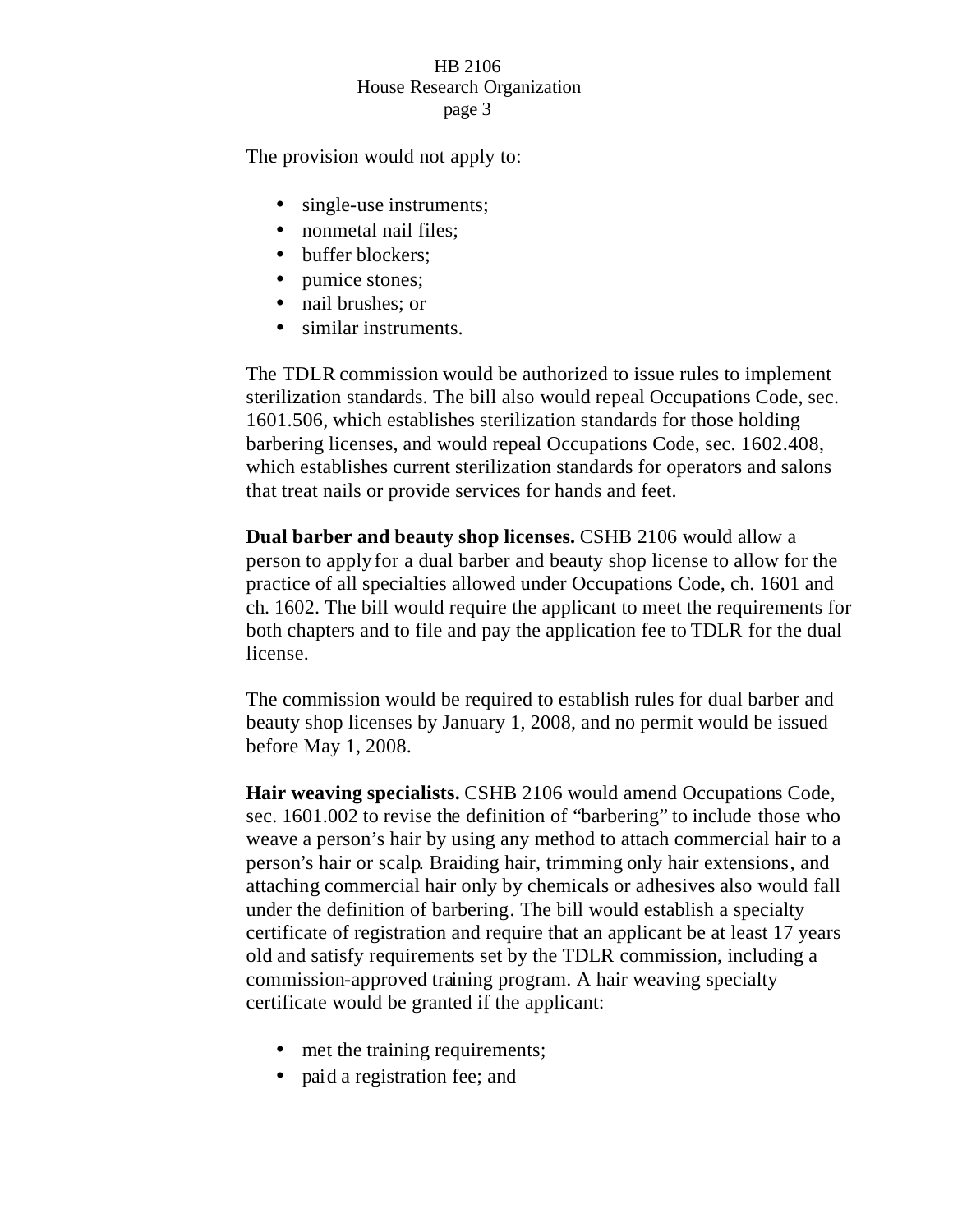The provision would not apply to:

- single-use instruments;
- nonmetal nail files;
- buffer blockers;
- pumice stones;
- nail brushes; or
- similar instruments.

The TDLR commission would be authorized to issue rules to implement sterilization standards. The bill also would repeal Occupations Code, sec. 1601.506, which establishes sterilization standards for those holding barbering licenses, and would repeal Occupations Code, sec. 1602.408, which establishes current sterilization standards for operators and salons that treat nails or provide services for hands and feet.

**Dual barber and beauty shop licenses.** CSHB 2106 would allow a person to apply for a dual barber and beauty shop license to allow for the practice of all specialties allowed under Occupations Code, ch. 1601 and ch. 1602. The bill would require the applicant to meet the requirements for both chapters and to file and pay the application fee to TDLR for the dual license.

The commission would be required to establish rules for dual barber and beauty shop licenses by January 1, 2008, and no permit would be issued before May 1, 2008.

**Hair weaving specialists.** CSHB 2106 would amend Occupations Code, sec. 1601.002 to revise the definition of "barbering" to include those who weave a person's hair by using any method to attach commercial hair to a person's hair or scalp. Braiding hair, trimming only hair extensions, and attaching commercial hair only by chemicals or adhesives also would fall under the definition of barbering. The bill would establish a specialty certificate of registration and require that an applicant be at least 17 years old and satisfy requirements set by the TDLR commission, including a commission-approved training program. A hair weaving specialty certificate would be granted if the applicant:

- met the training requirements;
- paid a registration fee; and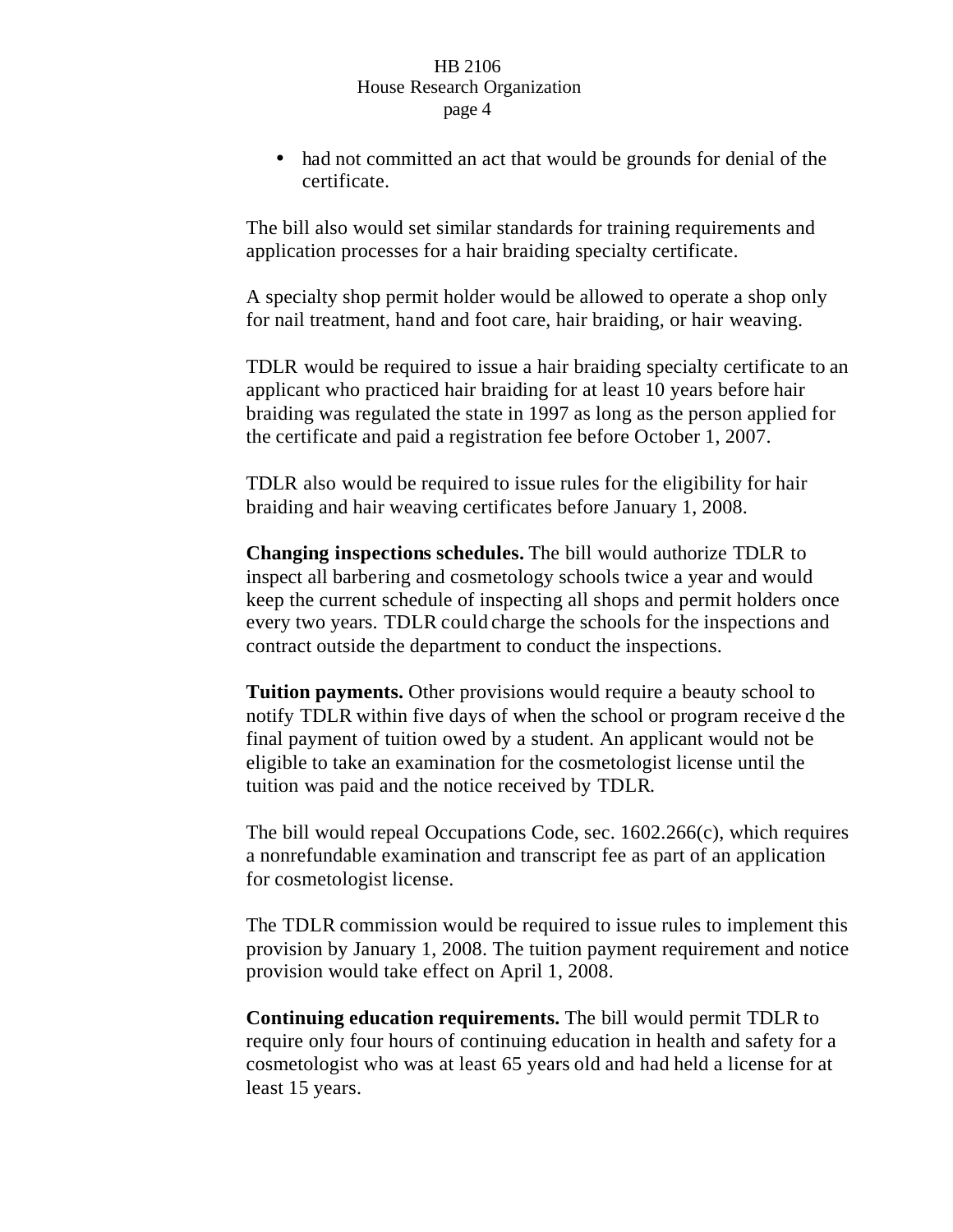- had not committed an act that would be grounds for denial of the certificate.

The bill also would set similar standards for training requirements and application processes for a hair braiding specialty certificate.

A specialty shop permit holder would be allowed to operate a shop only for nail treatment, hand and foot care, hair braiding, or hair weaving.

TDLR would be required to issue a hair braiding specialty certificate to an applicant who practiced hair braiding for at least 10 years before hair braiding was regulated the state in 1997 as long as the person applied for the certificate and paid a registration fee before October 1, 2007.

TDLR also would be required to issue rules for the eligibility for hair braiding and hair weaving certificates before January 1, 2008.

**Changing inspections schedules.** The bill would authorize TDLR to inspect all barbering and cosmetology schools twice a year and would keep the current schedule of inspecting all shops and permit holders once every two years. TDLR could charge the schools for the inspections and contract outside the department to conduct the inspections.

**Tuition payments.** Other provisions would require a beauty school to notify TDLR within five days of when the school or program receive d the final payment of tuition owed by a student. An applicant would not be eligible to take an examination for the cosmetologist license until the tuition was paid and the notice received by TDLR.

The bill would repeal Occupations Code, sec. 1602.266(c), which requires a nonrefundable examination and transcript fee as part of an application for cosmetologist license.

The TDLR commission would be required to issue rules to implement this provision by January 1, 2008. The tuition payment requirement and notice provision would take effect on April 1, 2008.

**Continuing education requirements.** The bill would permit TDLR to require only four hours of continuing education in health and safety for a cosmetologist who was at least 65 years old and had held a license for at least 15 years.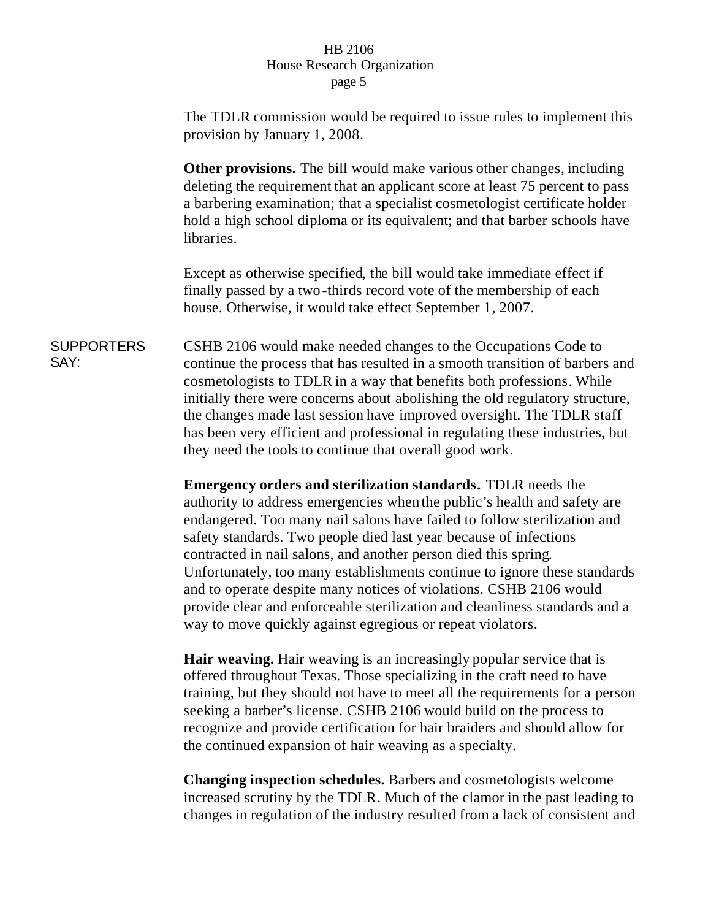The TDLR commission would be required to issue rules to implement this provision by January 1, 2008.

**Other provisions.** The bill would make various other changes, including deleting the requirement that an applicant score at least 75 percent to pass a barbering examination; that a specialist cosmetologist certificate holder hold a high school diploma or its equivalent; and that barber schools have libraries.

Except as otherwise specified, the bill would take immediate effect if finally passed by a two-thirds record vote of the membership of each house. Otherwise, it would take effect September 1, 2007.

SUPPORTERS SAY:

CSHB 2106 would make needed changes to the Occupations Code to continue the process that has resulted in a smooth transition of barbers and cosmetologists to TDLR in a way that benefits both professions. While initially there were concerns about abolishing the old regulatory structure, the changes made last session have improved oversight. The TDLR staff has been very efficient and professional in regulating these industries, but they need the tools to continue that overall good work.

**Emergency orders and sterilization standards.** TDLR needs the authority to address emergencies when the public's health and safety are endangered. Too many nail salons have failed to follow sterilization and safety standards. Two people died last year because of infections contracted in nail salons, and another person died this spring. Unfortunately, too many establishments continue to ignore these standards and to operate despite many notices of violations. CSHB 2106 would provide clear and enforceable sterilization and cleanliness standards and a way to move quickly against egregious or repeat violators.

**Hair weaving.** Hair weaving is an increasingly popular service that is offered throughout Texas. Those specializing in the craft need to have training, but they should not have to meet all the requirements for a person seeking a barber's license. CSHB 2106 would build on the process to recognize and provide certification for hair braiders and should allow for the continued expansion of hair weaving as a specialty.

**Changing inspection schedules.** Barbers and cosmetologists welcome increased scrutiny by the TDLR. Much of the clamor in the past leading to changes in regulation of the industry resulted from a lack of consistent and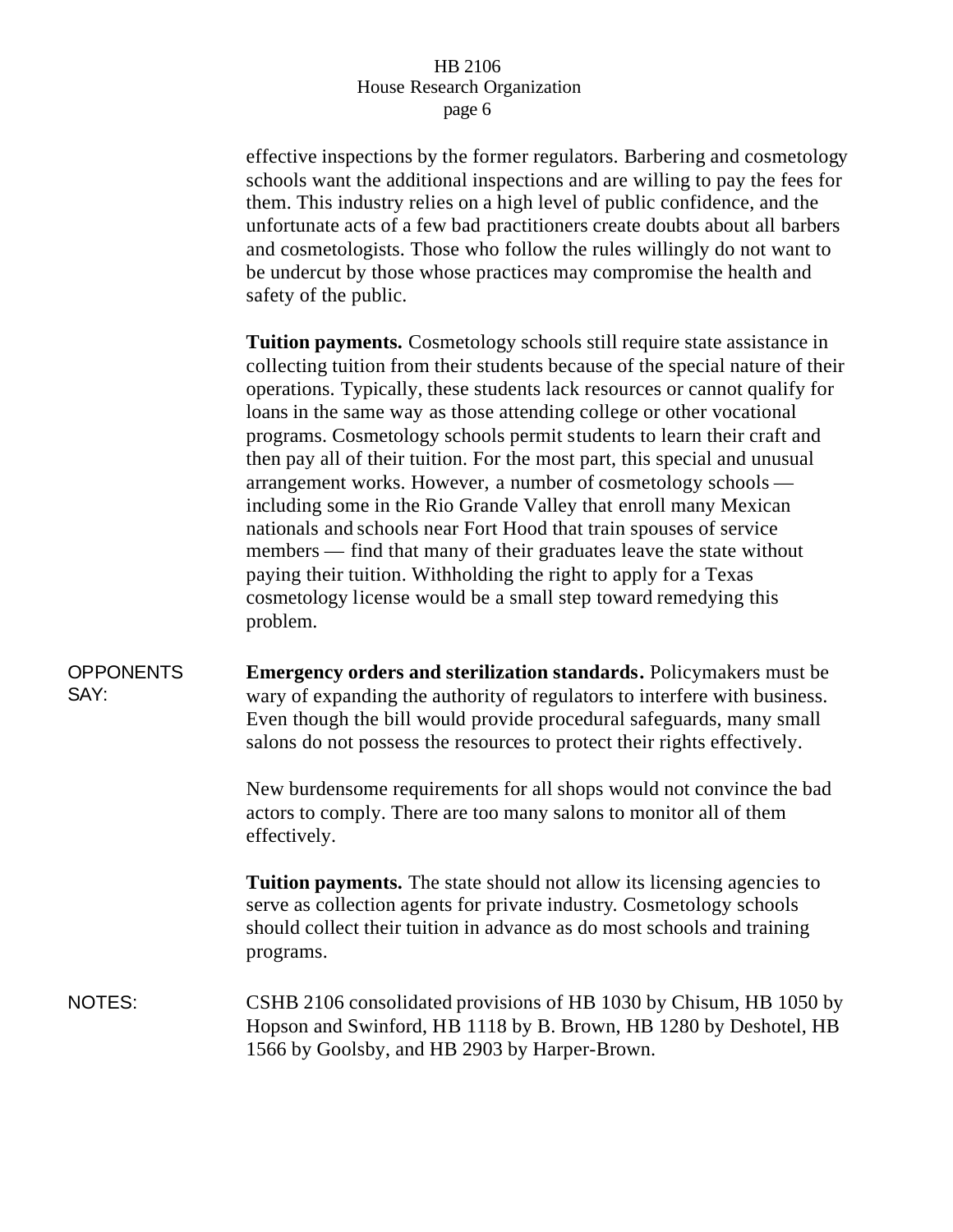effective inspections by the former regulators. Barbering and cosmetology schools want the additional inspections and are willing to pay the fees for them. This industry relies on a high level of public confidence, and the unfortunate acts of a few bad practitioners create doubts about all barbers and cosmetologists. Those who follow the rules willingly do not want to be undercut by those whose practices may compromise the health and safety of the public.

**Tuition payments.** Cosmetology schools still require state assistance in collecting tuition from their students because of the special nature of their operations. Typically, these students lack resources or cannot qualify for loans in the same way as those attending college or other vocational programs. Cosmetology schools permit students to learn their craft and then pay all of their tuition. For the most part, this special and unusual arrangement works. However, a number of cosmetology schools — including some in the Rio Grande Valley that enroll many Mexican nationals and schools near Fort Hood that train spouses of service members — find that many of their graduates leave the state without paying their tuition. Withholding the right to apply for a Texas cosmetology license would be a small step toward remedying this problem.

OPPONENTS SAY:

**Emergency orders and sterilization standards.** Policymakers must be wary of expanding the authority of regulators to interfere with business. Even though the bill would provide procedural safeguards, many small salons do not possess the resources to protect their rights effectively.

New burdensome requirements for all shops would not convince the bad actors to comply. There are too many salons to monitor all of them effectively.

**Tuition payments.** The state should not allow its licensing agencies to serve as collection agents for private industry. Cosmetology schools should collect their tuition in advance as do most schools and training programs.

NOTES:

CSHB 2106 consolidated provisions of HB 1030 by Chisum, HB 1050 by Hopson and Swinford, HB 1118 by B. Brown, HB 1280 by Deshotel, HB 1566 by Goolsby, and HB 2903 by Harper-Brown.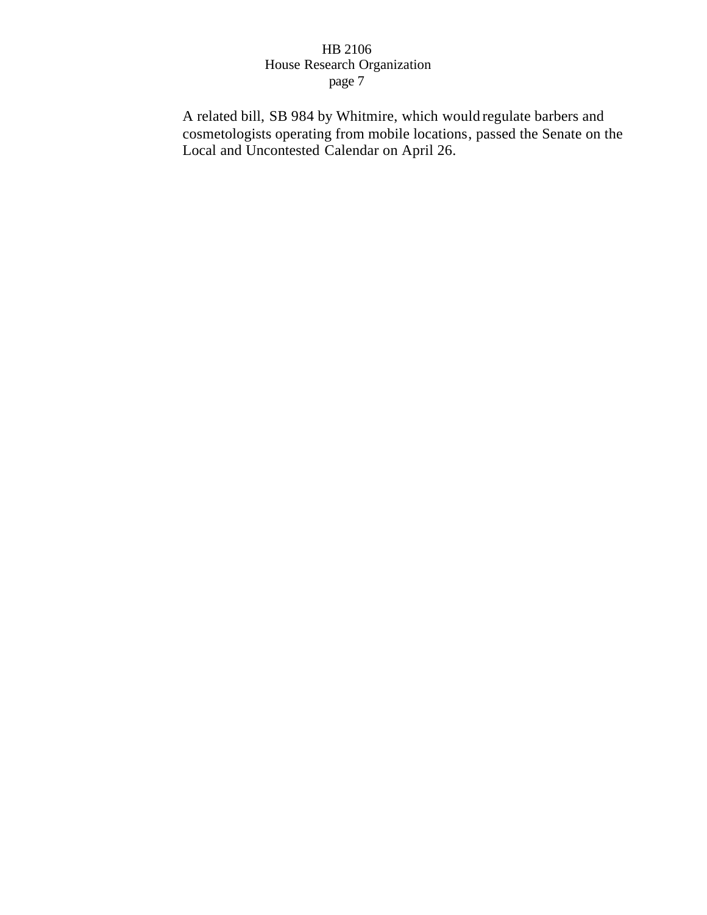A related bill, SB 984 by Whitmire, which would regulate barbers and cosmetologists operating from mobile locations, passed the Senate on the Local and Uncontested Calendar on April 26.